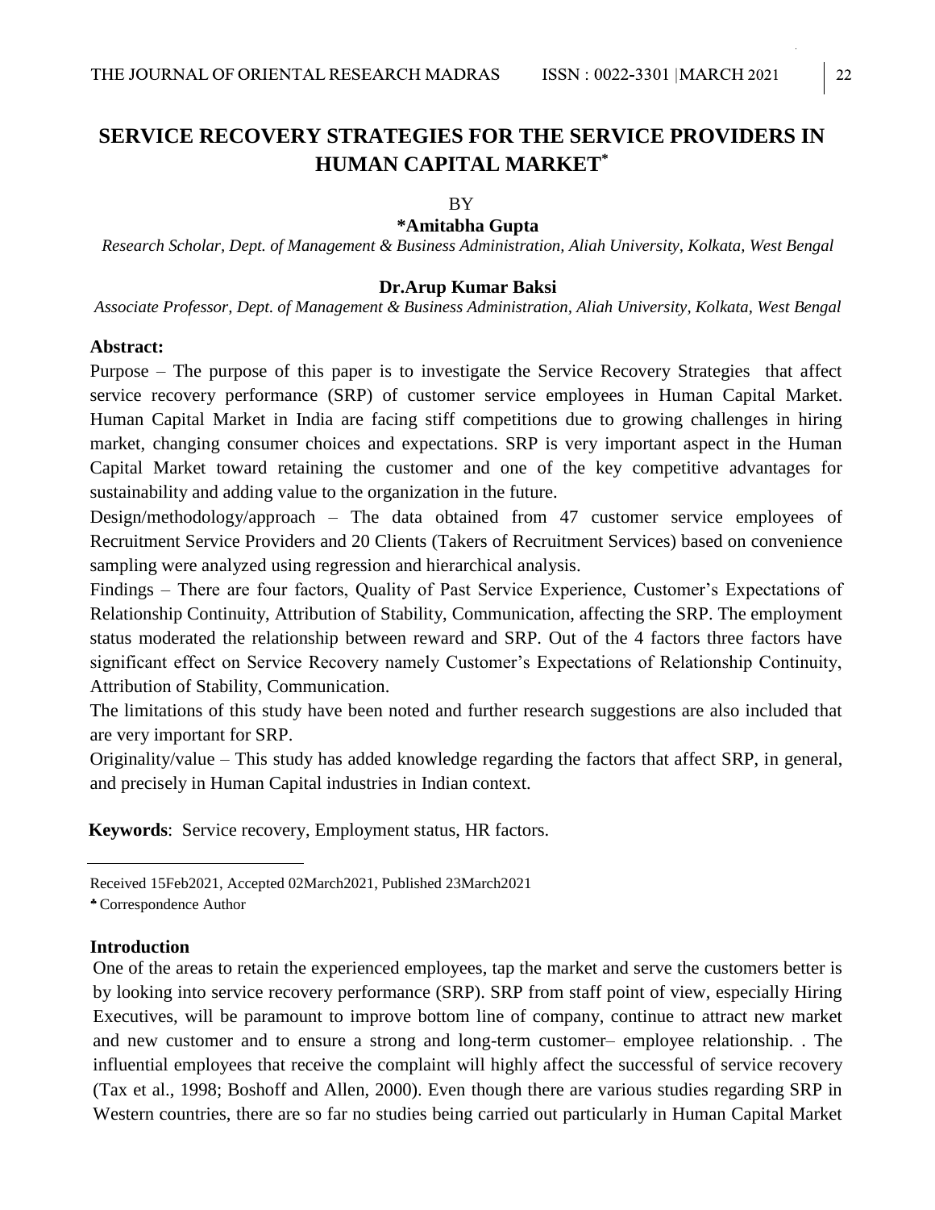# SERVICE RECOVERY STRATEGIES FOR THE SERVICE PROVIDERS IN HUMAN CAPITAL MARKET[*]

BY

**\*Amitabha Gupta**

*Research Scholar, Dept. of Management & Business Administration, Aliah University, Kolkata, West Bengal*

**Dr.Arup Kumar Baksi**

*Associate Professor, Dept. of Management & Business Administration, Aliah University, Kolkata, West Bengal*

**Abstract:**

Purpose – The purpose of this paper is to investigate the Service Recovery Strategies that affect service recovery performance (SRP) of customer service employees in Human Capital Market. Human Capital Market in India are facing stiff competitions due to growing challenges in hiring market, changing consumer choices and expectations. SRP is very important aspect in the Human Capital Market toward retaining the customer and one of the key competitive advantages for sustainability and adding value to the organization in the future.

Design/methodology/approach – The data obtained from 47 customer service employees of Recruitment Service Providers and 20 Clients (Takers of Recruitment Services) based on convenience sampling were analyzed using regression and hierarchical analysis.

Findings – There are four factors, Quality of Past Service Experience, Customer's Expectations of Relationship Continuity, Attribution of Stability, Communication, affecting the SRP. The employment status moderated the relationship between reward and SRP. Out of the 4 factors three factors have significant effect on Service Recovery namely Customer's Expectations of Relationship Continuity, Attribution of Stability, Communication.

The limitations of this study have been noted and further research suggestions are also included that are very important for SRP.

Originality/value – This study has added knowledge regarding the factors that affect SRP, in general, and precisely in Human Capital industries in Indian context.

**Keywords**: Service recovery, Employment status, HR factors.

---

Received 15Feb2021, Accepted 02March2021, Published 23March2021

\* Correspondence Author

**Introduction**

One of the areas to retain the experienced employees, tap the market and serve the customers better is by looking into service recovery performance (SRP). SRP from staff point of view, especially Hiring Executives, will be paramount to improve bottom line of company, continue to attract new market and new customer and to ensure a strong and long-term customer– employee relationship. . The influential employees that receive the complaint will highly affect the successful of service recovery (Tax et al., 1998; Boshoff and Allen, 2000). Even though there are various studies regarding SRP in Western countries, there are so far no studies being carried out particularly in Human Capital Market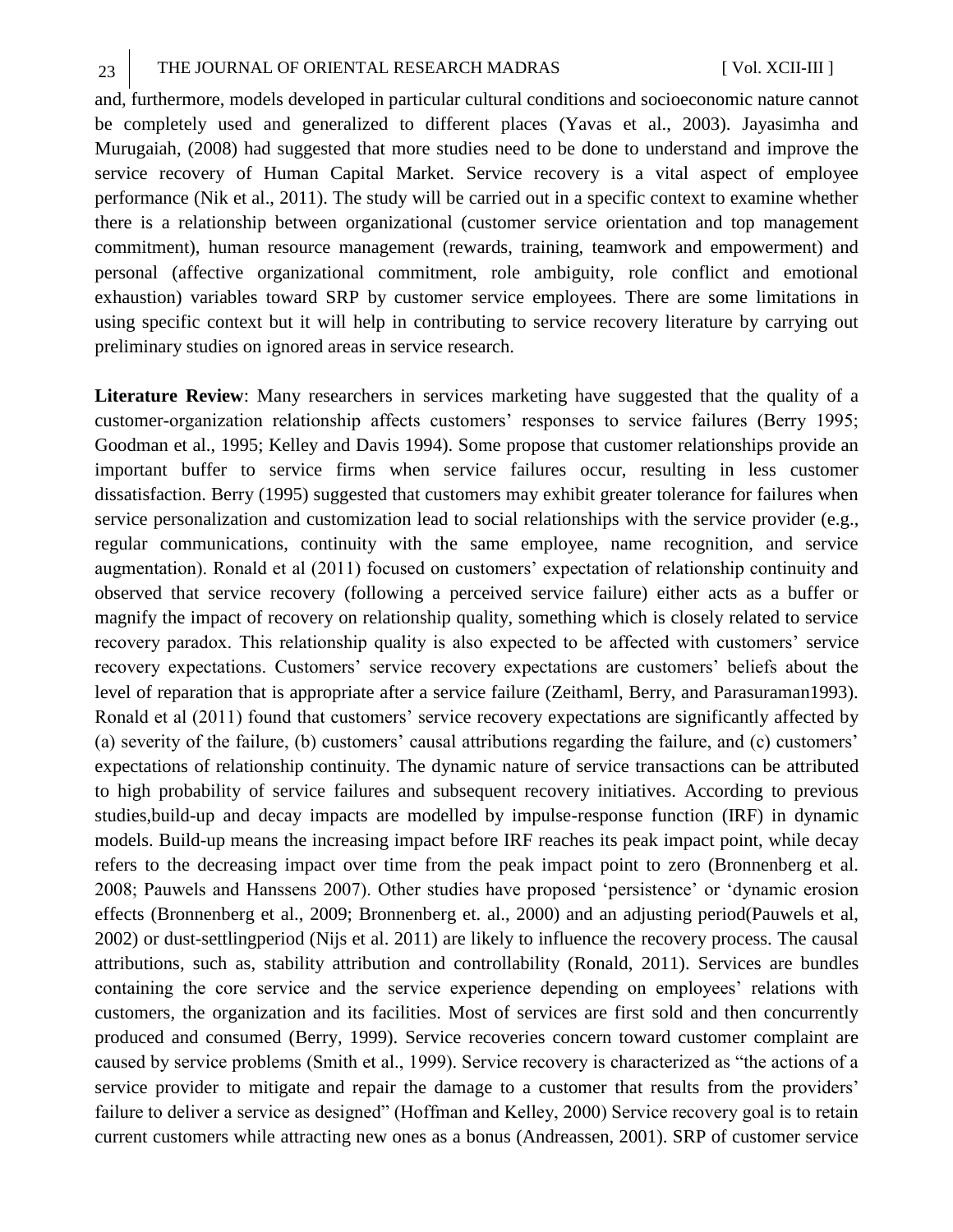and, furthermore, models developed in particular cultural conditions and socioeconomic nature cannot be completely used and generalized to different places (Yavas et al., 2003). Jayasimha and Murugaiah, (2008) had suggested that more studies need to be done to understand and improve the service recovery of Human Capital Market. Service recovery is a vital aspect of employee performance (Nik et al., 2011). The study will be carried out in a specific context to examine whether there is a relationship between organizational (customer service orientation and top management commitment), human resource management (rewards, training, teamwork and empowerment) and personal (affective organizational commitment, role ambiguity, role conflict and emotional exhaustion) variables toward SRP by customer service employees. There are some limitations in using specific context but it will help in contributing to service recovery literature by carrying out preliminary studies on ignored areas in service research.

**Literature Review**: Many researchers in services marketing have suggested that the quality of a customer-organization relationship affects customers' responses to service failures (Berry 1995; Goodman et al., 1995; Kelley and Davis 1994). Some propose that customer relationships provide an important buffer to service firms when service failures occur, resulting in less customer dissatisfaction. Berry (1995) suggested that customers may exhibit greater tolerance for failures when service personalization and customization lead to social relationships with the service provider (e.g., regular communications, continuity with the same employee, name recognition, and service augmentation). Ronald et al (2011) focused on customers' expectation of relationship continuity and observed that service recovery (following a perceived service failure) either acts as a buffer or magnify the impact of recovery on relationship quality, something which is closely related to service recovery paradox. This relationship quality is also expected to be affected with customers' service recovery expectations. Customers' service recovery expectations are customers' beliefs about the level of reparation that is appropriate after a service failure (Zeithaml, Berry, and Parasuraman1993). Ronald et al (2011) found that customers' service recovery expectations are significantly affected by (a) severity of the failure, (b) customers' causal attributions regarding the failure, and (c) customers' expectations of relationship continuity. The dynamic nature of service transactions can be attributed to high probability of service failures and subsequent recovery initiatives. According to previous studies,build-up and decay impacts are modelled by impulse-response function (IRF) in dynamic models. Build-up means the increasing impact before IRF reaches its peak impact point, while decay refers to the decreasing impact over time from the peak impact point to zero (Bronnenberg et al. 2008; Pauwels and Hanssens 2007). Other studies have proposed 'persistence' or 'dynamic erosion effects (Bronnenberg et al., 2009; Bronnenberg et. al., 2000) and an adjusting period(Pauwels et al, 2002) or dust-settlingperiod (Nijs et al. 2011) are likely to influence the recovery process. The causal attributions, such as, stability attribution and controllability (Ronald, 2011). Services are bundles containing the core service and the service experience depending on employees' relations with customers, the organization and its facilities. Most of services are first sold and then concurrently produced and consumed (Berry, 1999). Service recoveries concern toward customer complaint are caused by service problems (Smith et al., 1999). Service recovery is characterized as "the actions of a service provider to mitigate and repair the damage to a customer that results from the providers' failure to deliver a service as designed" (Hoffman and Kelley, 2000) Service recovery goal is to retain current customers while attracting new ones as a bonus (Andreassen, 2001). SRP of customer service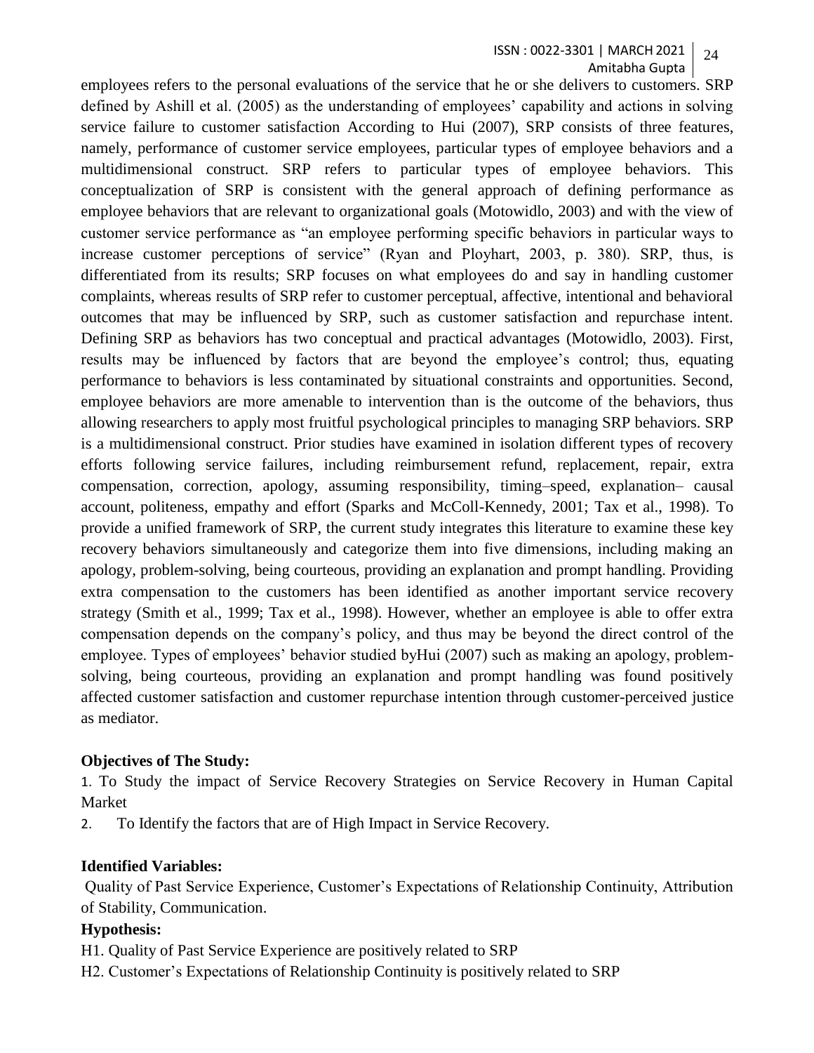employees refers to the personal evaluations of the service that he or she delivers to customers. SRP defined by Ashill et al. (2005) as the understanding of employees' capability and actions in solving service failure to customer satisfaction According to Hui (2007), SRP consists of three features, namely, performance of customer service employees, particular types of employee behaviors and a multidimensional construct. SRP refers to particular types of employee behaviors. This conceptualization of SRP is consistent with the general approach of defining performance as employee behaviors that are relevant to organizational goals (Motowidlo, 2003) and with the view of customer service performance as "an employee performing specific behaviors in particular ways to increase customer perceptions of service" (Ryan and Ployhart, 2003, p. 380). SRP, thus, is differentiated from its results; SRP focuses on what employees do and say in handling customer complaints, whereas results of SRP refer to customer perceptual, affective, intentional and behavioral outcomes that may be influenced by SRP, such as customer satisfaction and repurchase intent. Defining SRP as behaviors has two conceptual and practical advantages (Motowidlo, 2003). First, results may be influenced by factors that are beyond the employee's control; thus, equating performance to behaviors is less contaminated by situational constraints and opportunities. Second, employee behaviors are more amenable to intervention than is the outcome of the behaviors, thus allowing researchers to apply most fruitful psychological principles to managing SRP behaviors. SRP is a multidimensional construct. Prior studies have examined in isolation different types of recovery efforts following service failures, including reimbursement refund, replacement, repair, extra compensation, correction, apology, assuming responsibility, timing–speed, explanation– causal account, politeness, empathy and effort (Sparks and McColl-Kennedy, 2001; Tax et al., 1998). To provide a unified framework of SRP, the current study integrates this literature to examine these key recovery behaviors simultaneously and categorize them into five dimensions, including making an apology, problem-solving, being courteous, providing an explanation and prompt handling. Providing extra compensation to the customers has been identified as another important service recovery strategy (Smith et al., 1999; Tax et al., 1998). However, whether an employee is able to offer extra compensation depends on the company's policy, and thus may be beyond the direct control of the employee. Types of employees' behavior studied byHui (2007) such as making an apology, problem-solving, being courteous, providing an explanation and prompt handling was found positively affected customer satisfaction and customer repurchase intention through customer-perceived justice as mediator.

**Objectives of The Study:**

1. To Study the impact of Service Recovery Strategies on Service Recovery in Human Capital Market
2. To Identify the factors that are of High Impact in Service Recovery.

**Identified Variables:**

Quality of Past Service Experience, Customer's Expectations of Relationship Continuity, Attribution of Stability, Communication.

**Hypothesis:**

H1. Quality of Past Service Experience are positively related to SRP

H2. Customer's Expectations of Relationship Continuity is positively related to SRP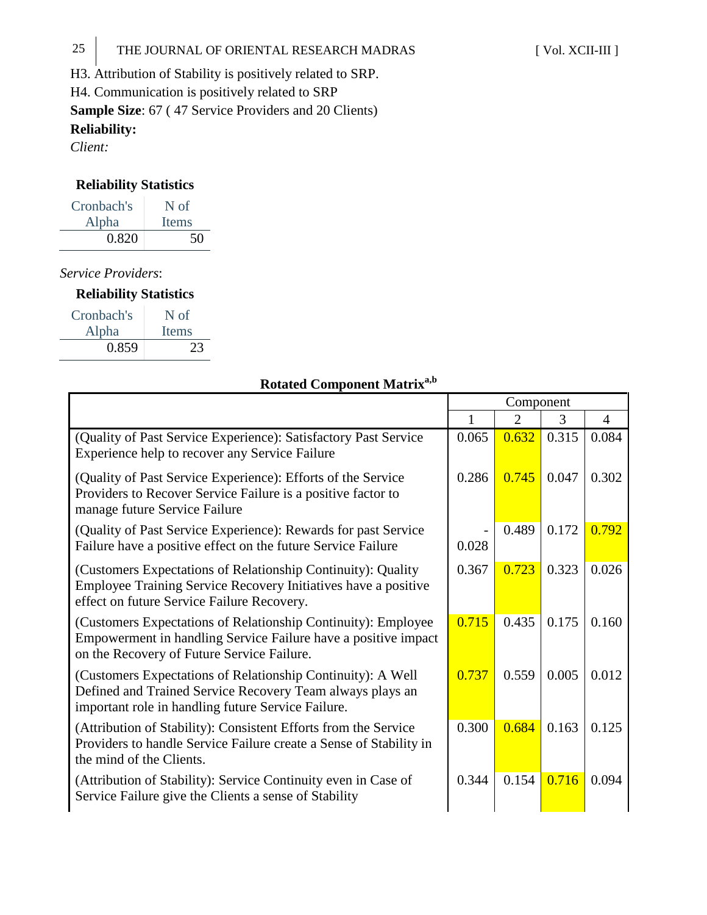H3. Attribution of Stability is positively related to SRP.

H4. Communication is positively related to SRP

**Sample Size**: 67 ( 47 Service Providers and 20 Clients)

**Reliability:**

*Client:*

**Reliability Statistics**

| Cronbach's Alpha | N of Items |
|---|---|
| 0.820 | 50 |

*Service Providers*:

**Reliability Statistics**

| Cronbach's Alpha | N of Items |
|---|---|
| 0.859 | 23 |

**Rotated Component Matrix**[a,b]

| | Component | | | |
|---|---|---|---|---|
| | 1 | 2 | 3 | 4 |
| (Quality of Past Service Experience): Satisfactory Past Service Experience help to recover any Service Failure | 0.065 | 0.632 | 0.315 | 0.084 |
| (Quality of Past Service Experience): Efforts of the Service Providers to Recover Service Failure is a positive factor to manage future Service Failure | 0.286 | 0.745 | 0.047 | 0.302 |
| (Quality of Past Service Experience): Rewards for past Service Failure have a positive effect on the future Service Failure | -0.028 | 0.489 | 0.172 | 0.792 |
| (Customers Expectations of Relationship Continuity): Quality Employee Training Service Recovery Initiatives have a positive effect on future Service Failure Recovery. | 0.367 | 0.723 | 0.323 | 0.026 |
| (Customers Expectations of Relationship Continuity): Employee Empowerment in handling Service Failure have a positive impact on the Recovery of Future Service Failure. | 0.715 | 0.435 | 0.175 | 0.160 |
| (Customers Expectations of Relationship Continuity): A Well Defined and Trained Service Recovery Team always plays an important role in handling future Service Failure. | 0.737 | 0.559 | 0.005 | 0.012 |
| (Attribution of Stability): Consistent Efforts from the Service Providers to handle Service Failure create a Sense of Stability in the mind of the Clients. | 0.300 | 0.684 | 0.163 | 0.125 |
| (Attribution of Stability): Service Continuity even in Case of Service Failure give the Clients a sense of Stability | 0.344 | 0.154 | 0.716 | 0.094 |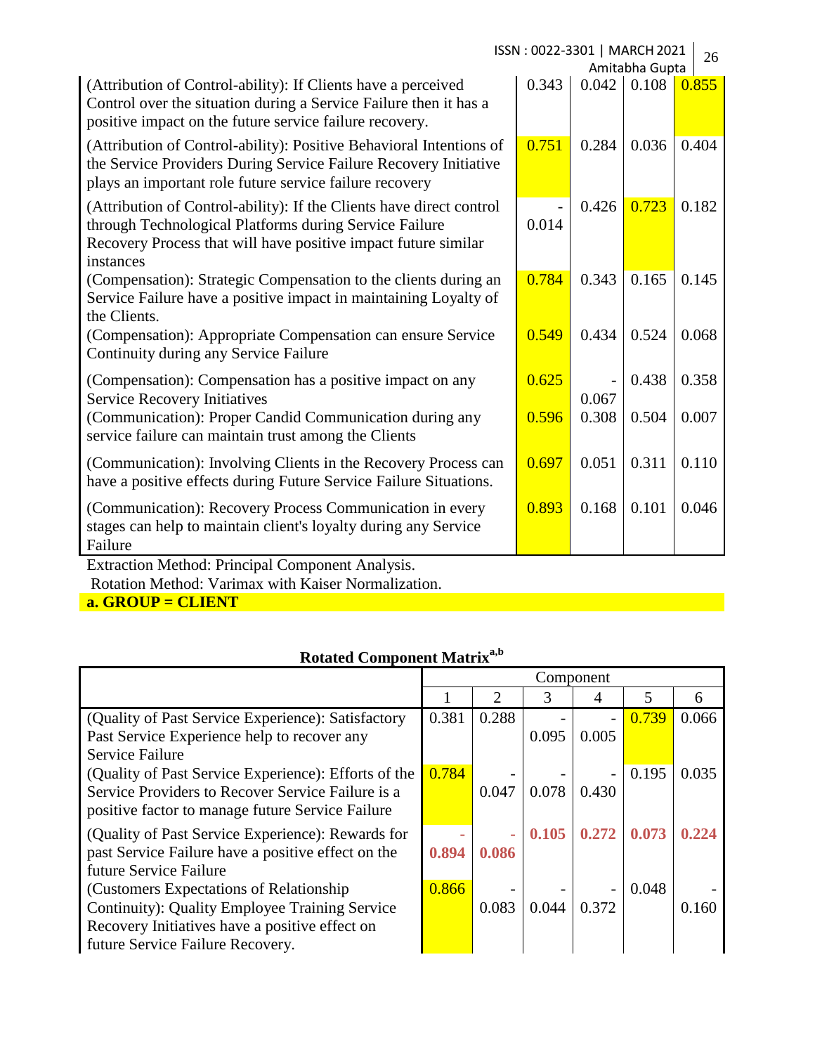| | | | | |
|---|---|---|---|---|
| (Attribution of Control-ability): If Clients have a perceived Control over the situation during a Service Failure then it has a positive impact on the future service failure recovery. | 0.343 | 0.042 | 0.108 | 0.855 |
| (Attribution of Control-ability): Positive Behavioral Intentions of the Service Providers During Service Failure Recovery Initiative plays an important role future service failure recovery | 0.751 | 0.284 | 0.036 | 0.404 |
| (Attribution of Control-ability): If the Clients have direct control through Technological Platforms during Service Failure Recovery Process that will have positive impact future similar instances | -0.014 | 0.426 | 0.723 | 0.182 |
| (Compensation): Strategic Compensation to the clients during an Service Failure have a positive impact in maintaining Loyalty of the Clients. | 0.784 | 0.343 | 0.165 | 0.145 |
| (Compensation): Appropriate Compensation can ensure Service Continuity during any Service Failure | 0.549 | 0.434 | 0.524 | 0.068 |
| (Compensation): Compensation has a positive impact on any Service Recovery Initiatives | 0.625 | -0.067 | 0.438 | 0.358 |
| (Communication): Proper Candid Communication during any service failure can maintain trust among the Clients | 0.596 | 0.308 | 0.504 | 0.007 |
| (Communication): Involving Clients in the Recovery Process can have a positive effects during Future Service Failure Situations. | 0.697 | 0.051 | 0.311 | 0.110 |
| (Communication): Recovery Process Communication in every stages can help to maintain client's loyalty during any Service Failure | 0.893 | 0.168 | 0.101 | 0.046 |

Extraction Method: Principal Component Analysis.
Rotation Method: Varimax with Kaiser Normalization.
**a. GROUP = CLIENT**

**Rotated Component Matrix[a,b]**

| | Component | | | | | |
|---|---|---|---|---|---|---|
| | 1 | 2 | 3 | 4 | 5 | 6 |
| (Quality of Past Service Experience): Satisfactory Past Service Experience help to recover any Service Failure | 0.381 | 0.288 | -0.095 | -0.005 | 0.739 | 0.066 |
| (Quality of Past Service Experience): Efforts of the Service Providers to Recover Service Failure is a positive factor to manage future Service Failure | 0.784 | -0.047 | -0.078 | -0.430 | 0.195 | 0.035 |
| (Quality of Past Service Experience): Rewards for past Service Failure have a positive effect on the future Service Failure | **-0.894** | **-0.086** | **0.105** | **0.272** | **0.073** | **0.224** |
| (Customers Expectations of Relationship Continuity): Quality Employee Training Service Recovery Initiatives have a positive effect on future Service Failure Recovery. | 0.866 | -0.083 | -0.044 | -0.372 | 0.048 | -0.160 |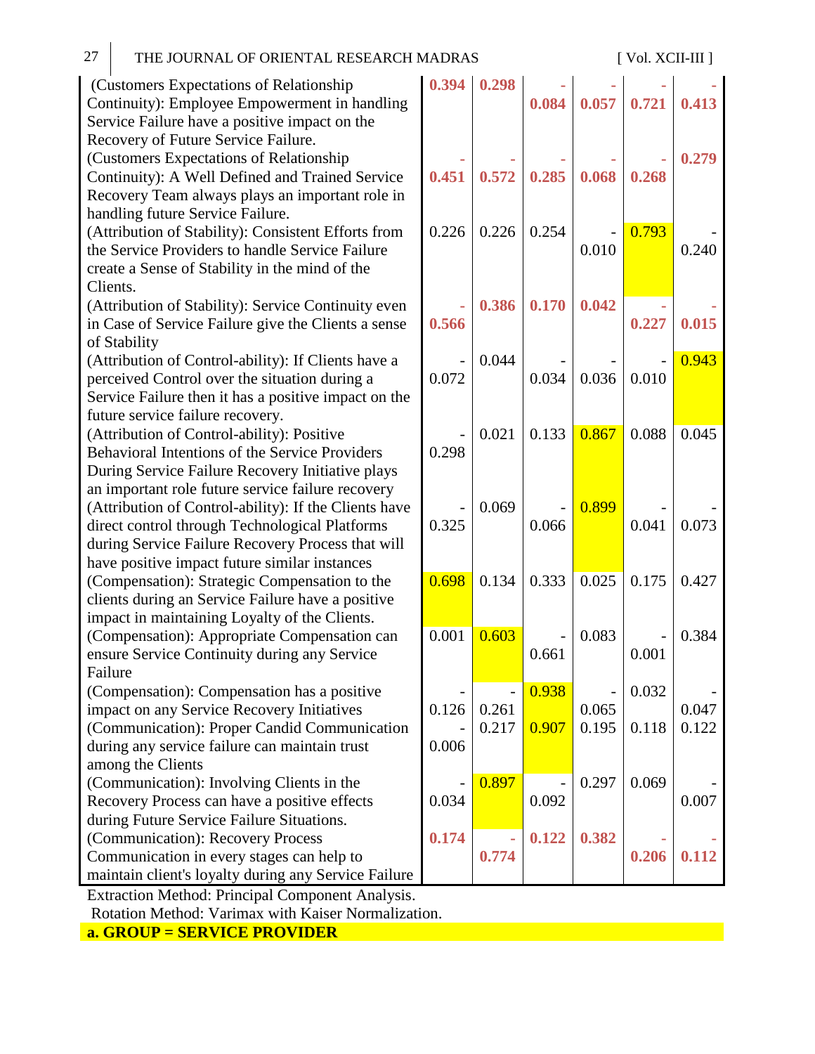| (Customers Expectations of Relationship Continuity): Employee Empowerment in handling Service Failure have a positive impact on the Recovery of Future Service Failure. | 0.394 | 0.298 | -0.084 | -0.057 | -0.721 | -0.413 |
|---|---|---|---|---|---|---|
| (Customers Expectations of Relationship Continuity): A Well Defined and Trained Service Recovery Team always plays an important role in handling future Service Failure. | -0.451 | -0.572 | -0.285 | -0.068 | -0.268 | 0.279 |
| (Attribution of Stability): Consistent Efforts from the Service Providers to handle Service Failure create a Sense of Stability in the mind of the Clients. | 0.226 | 0.226 | 0.254 | -0.010 | 0.793 | -0.240 |
| (Attribution of Stability): Service Continuity even in Case of Service Failure give the Clients a sense of Stability | -0.566 | 0.386 | 0.170 | 0.042 | -0.227 | -0.015 |
| (Attribution of Control-ability): If Clients have a perceived Control over the situation during a Service Failure then it has a positive impact on the future service failure recovery. | -0.072 | 0.044 | -0.034 | -0.036 | -0.010 | 0.943 |
| (Attribution of Control-ability): Positive Behavioral Intentions of the Service Providers During Service Failure Recovery Initiative plays an important role future service failure recovery | -0.298 | 0.021 | 0.133 | 0.867 | 0.088 | 0.045 |
| (Attribution of Control-ability): If the Clients have direct control through Technological Platforms during Service Failure Recovery Process that will have positive impact future similar instances | -0.325 | 0.069 | -0.066 | 0.899 | -0.041 | -0.073 |
| (Compensation): Strategic Compensation to the clients during an Service Failure have a positive impact in maintaining Loyalty of the Clients. | 0.698 | 0.134 | 0.333 | 0.025 | 0.175 | 0.427 |
| (Compensation): Appropriate Compensation can ensure Service Continuity during any Service Failure | 0.001 | 0.603 | -0.661 | 0.083 | -0.001 | 0.384 |
| (Compensation): Compensation has a positive impact on any Service Recovery Initiatives | -0.126 | -0.261 | 0.938 | -0.065 | 0.032 | -0.047 |
| (Communication): Proper Candid Communication during any service failure can maintain trust among the Clients | -0.006 | 0.217 | 0.907 | 0.195 | 0.118 | 0.122 |
| (Communication): Involving Clients in the Recovery Process can have a positive effects during Future Service Failure Situations. | -0.034 | 0.897 | -0.092 | 0.297 | 0.069 | -0.007 |
| (Communication): Recovery Process Communication in every stages can help to maintain client's loyalty during any Service Failure | 0.174 | -0.774 | 0.122 | 0.382 | -0.206 | -0.112 |

Extraction Method: Principal Component Analysis.
Rotation Method: Varimax with Kaiser Normalization.

**a. GROUP = SERVICE PROVIDER**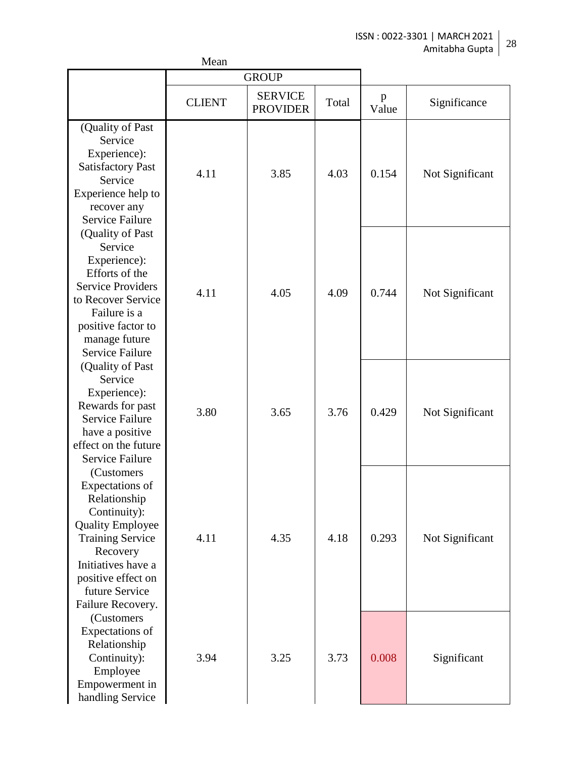| | Mean | | | | |
|---|---|---|---|---|---|
| | GROUP | | | | |
| | CLIENT | SERVICE PROVIDER | Total | p Value | Significance |
| (Quality of Past Service Experience): Satisfactory Past Service Experience help to recover any Service Failure | 4.11 | 3.85 | 4.03 | 0.154 | Not Significant |
| (Quality of Past Service Experience): Efforts of the Service Providers to Recover Service Failure is a positive factor to manage future Service Failure | 4.11 | 4.05 | 4.09 | 0.744 | Not Significant |
| (Quality of Past Service Experience): Rewards for past Service Failure have a positive effect on the future Service Failure | 3.80 | 3.65 | 3.76 | 0.429 | Not Significant |
| (Customers Expectations of Relationship Continuity): Quality Employee Training Service Recovery Initiatives have a positive effect on future Service Failure Recovery. | 4.11 | 4.35 | 4.18 | 0.293 | Not Significant |
| (Customers Expectations of Relationship Continuity): Employee Empowerment in handling Service | 3.94 | 3.25 | 3.73 | 0.008 | Significant |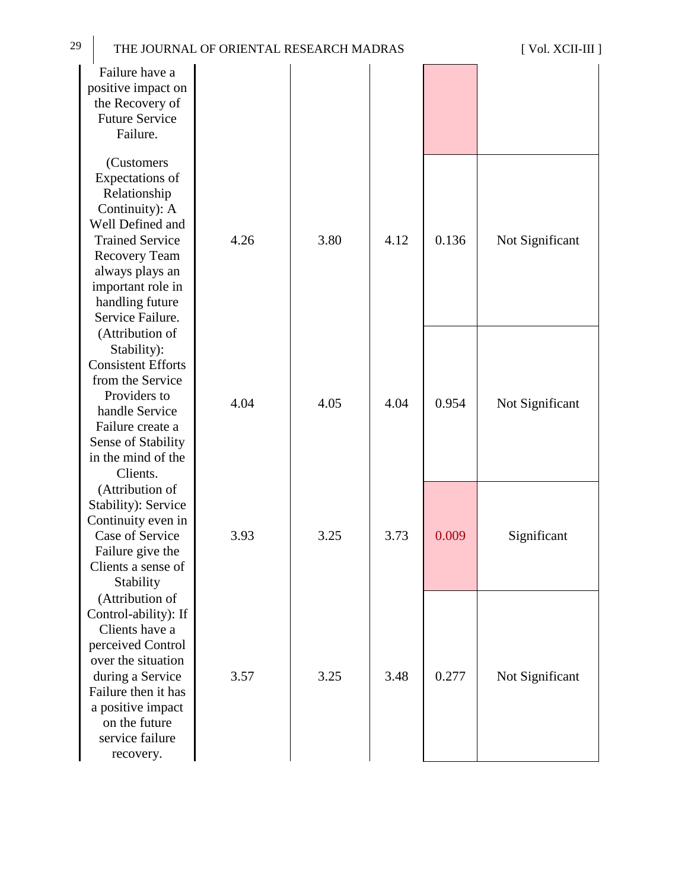| | | | | | |
|---|---|---|---|---|---|
| Failure have a positive impact on the Recovery of Future Service Failure. | | | | | |
| (Customers Expectations of Relationship Continuity): A Well Defined and Trained Service Recovery Team always plays an important role in handling future Service Failure. | 4.26 | 3.80 | 4.12 | 0.136 | Not Significant |
| (Attribution of Stability): Consistent Efforts from the Service Providers to handle Service Failure create a Sense of Stability in the mind of the Clients. | 4.04 | 4.05 | 4.04 | 0.954 | Not Significant |
| (Attribution of Stability): Service Continuity even in Case of Service Failure give the Clients a sense of Stability | 3.93 | 3.25 | 3.73 | 0.009 | Significant |
| (Attribution of Control-ability): If Clients have a perceived Control over the situation during a Service Failure then it has a positive impact on the future service failure recovery. | 3.57 | 3.25 | 3.48 | 0.277 | Not Significant |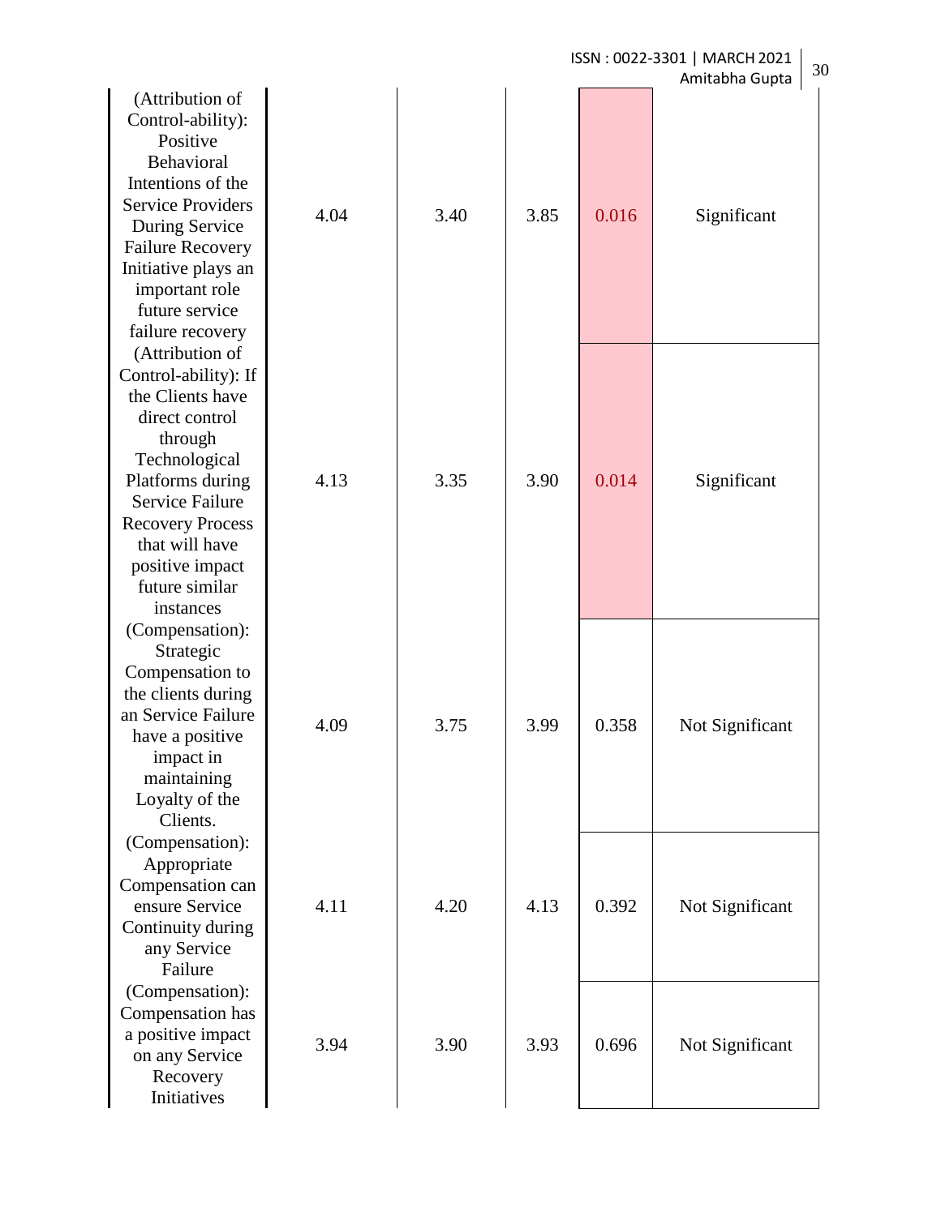| | | | | | |
|---|---|---|---|---|---|
| (Attribution of Control-ability): Positive Behavioral Intentions of the Service Providers During Service Failure Recovery Initiative plays an important role future service failure recovery | 4.04 | 3.40 | 3.85 | 0.016 | Significant |
| (Attribution of Control-ability): If the Clients have direct control through Technological Platforms during Service Failure Recovery Process that will have positive impact future similar instances | 4.13 | 3.35 | 3.90 | 0.014 | Significant |
| (Compensation): Strategic Compensation to the clients during an Service Failure have a positive impact in maintaining Loyalty of the Clients. | 4.09 | 3.75 | 3.99 | 0.358 | Not Significant |
| (Compensation): Appropriate Compensation can ensure Service Continuity during any Service Failure | 4.11 | 4.20 | 4.13 | 0.392 | Not Significant |
| (Compensation): Compensation has a positive impact on any Service Recovery Initiatives | 3.94 | 3.90 | 3.93 | 0.696 | Not Significant |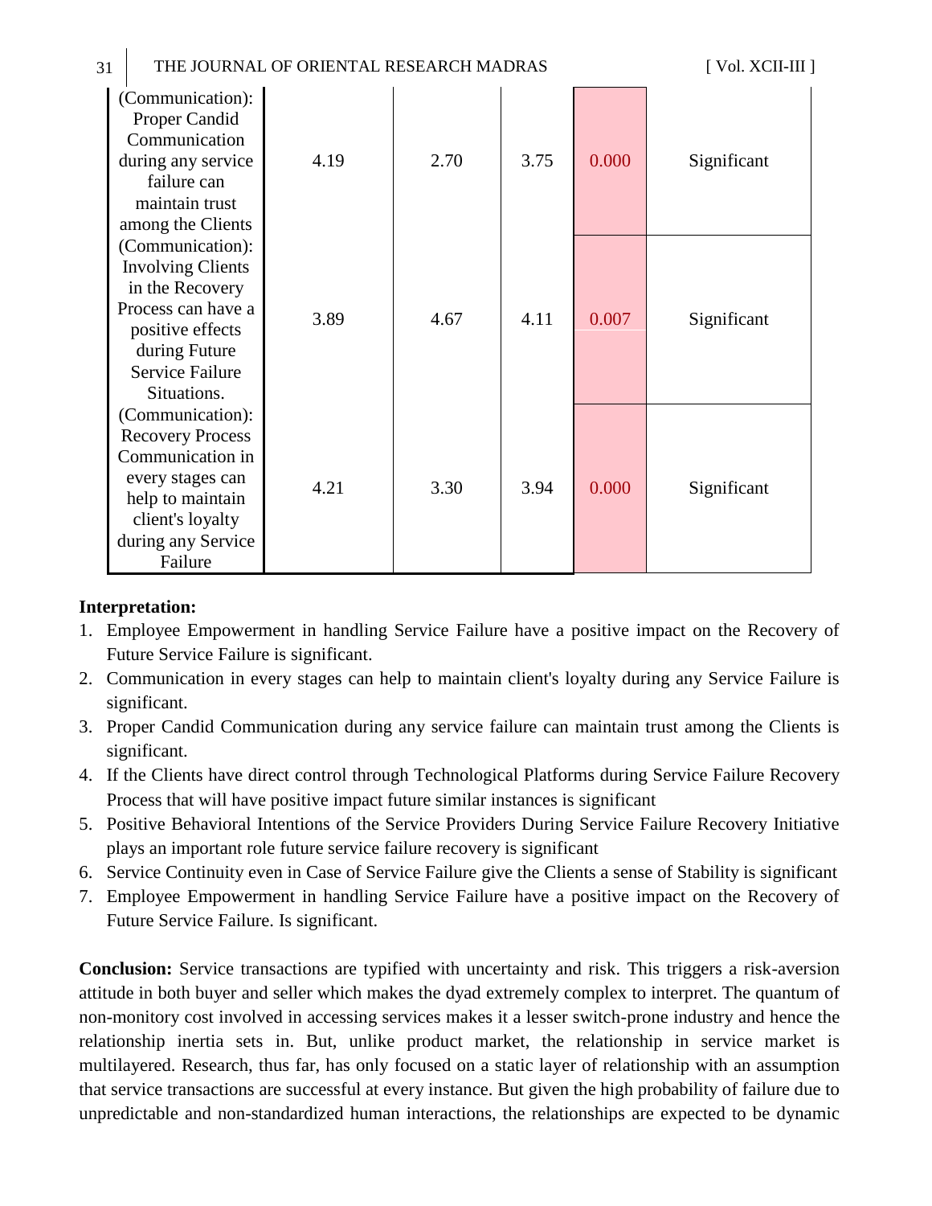| | | | | | |
|---|---|---|---|---|---|
| (Communication): Proper Candid Communication during any service failure can maintain trust among the Clients | 4.19 | 2.70 | 3.75 | 0.000 | Significant |
| (Communication): Involving Clients in the Recovery Process can have a positive effects during Future Service Failure Situations. | 3.89 | 4.67 | 4.11 | 0.007 | Significant |
| (Communication): Recovery Process Communication in every stages can help to maintain client's loyalty during any Service Failure | 4.21 | 3.30 | 3.94 | 0.000 | Significant |

**Interpretation:**

1. Employee Empowerment in handling Service Failure have a positive impact on the Recovery of Future Service Failure is significant.
2. Communication in every stages can help to maintain client's loyalty during any Service Failure is significant.
3. Proper Candid Communication during any service failure can maintain trust among the Clients is significant.
4. If the Clients have direct control through Technological Platforms during Service Failure Recovery Process that will have positive impact future similar instances is significant
5. Positive Behavioral Intentions of the Service Providers During Service Failure Recovery Initiative plays an important role future service failure recovery is significant
6. Service Continuity even in Case of Service Failure give the Clients a sense of Stability is significant
7. Employee Empowerment in handling Service Failure have a positive impact on the Recovery of Future Service Failure. Is significant.

**Conclusion:** Service transactions are typified with uncertainty and risk. This triggers a risk-aversion attitude in both buyer and seller which makes the dyad extremely complex to interpret. The quantum of non-monitory cost involved in accessing services makes it a lesser switch-prone industry and hence the relationship inertia sets in. But, unlike product market, the relationship in service market is multilayered. Research, thus far, has only focused on a static layer of relationship with an assumption that service transactions are successful at every instance. But given the high probability of failure due to unpredictable and non-standardized human interactions, the relationships are expected to be dynamic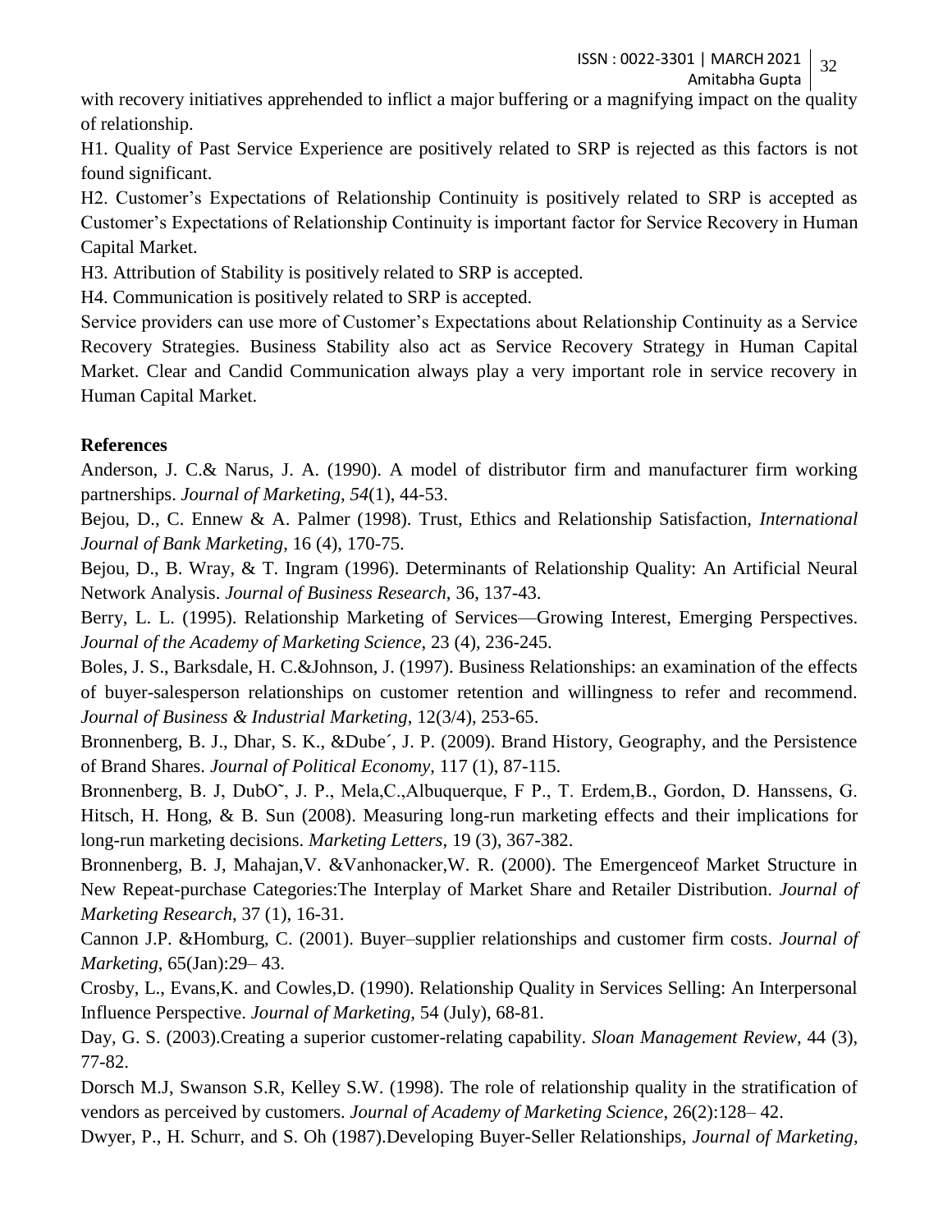with recovery initiatives apprehended to inflict a major buffering or a magnifying impact on the quality of relationship.

H1. Quality of Past Service Experience are positively related to SRP is rejected as this factors is not found significant.

H2. Customer's Expectations of Relationship Continuity is positively related to SRP is accepted as Customer's Expectations of Relationship Continuity is important factor for Service Recovery in Human Capital Market.

H3. Attribution of Stability is positively related to SRP is accepted.

H4. Communication is positively related to SRP is accepted.

Service providers can use more of Customer's Expectations about Relationship Continuity as a Service Recovery Strategies. Business Stability also act as Service Recovery Strategy in Human Capital Market. Clear and Candid Communication always play a very important role in service recovery in Human Capital Market.

**References**

Anderson, J. C.& Narus, J. A. (1990). A model of distributor firm and manufacturer firm working partnerships. *Journal of Marketing*, *54*(1), 44-53.

Bejou, D., C. Ennew & A. Palmer (1998). Trust, Ethics and Relationship Satisfaction, *International Journal of Bank Marketing*, 16 (4), 170-75.

Bejou, D., B. Wray, & T. Ingram (1996). Determinants of Relationship Quality: An Artificial Neural Network Analysis. *Journal of Business Research*, 36, 137-43.

Berry, L. L. (1995). Relationship Marketing of Services—Growing Interest, Emerging Perspectives. *Journal of the Academy of Marketing Science*, 23 (4), 236-245.

Boles, J. S., Barksdale, H. C.&Johnson, J. (1997). Business Relationships: an examination of the effects of buyer-salesperson relationships on customer retention and willingness to refer and recommend. *Journal of Business & Industrial Marketing*, 12(3/4), 253-65.

Bronnenberg, B. J., Dhar, S. K., &Dube´, J. P. (2009). Brand History, Geography, and the Persistence of Brand Shares. *Journal of Political Economy*, 117 (1), 87-115.

Bronnenberg, B. J, DubO˜, J. P., Mela,C.,Albuquerque, F P., T. Erdem,B., Gordon, D. Hanssens, G. Hitsch, H. Hong, & B. Sun (2008). Measuring long-run marketing effects and their implications for long-run marketing decisions. *Marketing Letters*, 19 (3), 367-382.

Bronnenberg, B. J, Mahajan,V. &Vanhonacker,W. R. (2000). The Emergenceof Market Structure in New Repeat-purchase Categories:The Interplay of Market Share and Retailer Distribution. *Journal of Marketing Research*, 37 (1), 16-31.

Cannon J.P. &Homburg, C. (2001). Buyer–supplier relationships and customer firm costs. *Journal of Marketing*, 65(Jan):29– 43.

Crosby, L., Evans,K. and Cowles,D. (1990). Relationship Quality in Services Selling: An Interpersonal Influence Perspective. *Journal of Marketing*, 54 (July), 68-81.

Day, G. S. (2003).Creating a superior customer-relating capability. *Sloan Management Review*, 44 (3), 77-82.

Dorsch M.J, Swanson S.R, Kelley S.W. (1998). The role of relationship quality in the stratification of vendors as perceived by customers. *Journal of Academy of Marketing Science*, 26(2):128– 42.

Dwyer, P., H. Schurr, and S. Oh (1987).Developing Buyer-Seller Relationships, *Journal of Marketing*,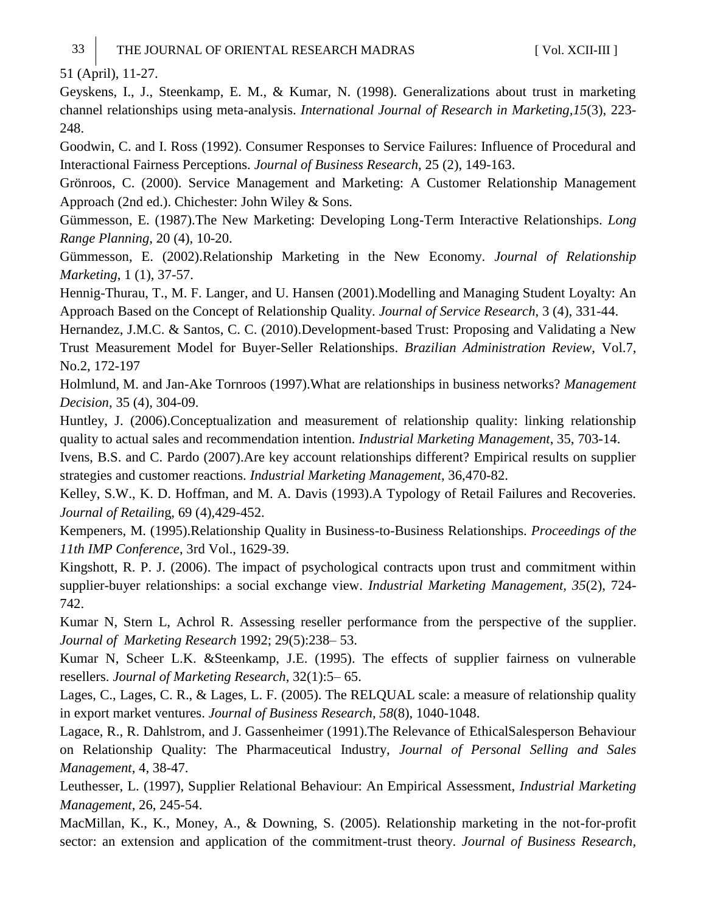51 (April), 11-27.

Geyskens, I., J., Steenkamp, E. M., & Kumar, N. (1998). Generalizations about trust in marketing channel relationships using meta-analysis. *International Journal of Research in Marketing,15*(3), 223-248.

Goodwin, C. and I. Ross (1992). Consumer Responses to Service Failures: Influence of Procedural and Interactional Fairness Perceptions. *Journal of Business Research*, 25 (2), 149-163.

Grönroos, C. (2000). Service Management and Marketing: A Customer Relationship Management Approach (2nd ed.). Chichester: John Wiley & Sons.

Gümmesson, E. (1987).The New Marketing: Developing Long-Term Interactive Relationships. *Long Range Planning*, 20 (4), 10-20.

Gümmesson, E. (2002).Relationship Marketing in the New Economy. *Journal of Relationship Marketing*, 1 (1), 37-57.

Hennig-Thurau, T., M. F. Langer, and U. Hansen (2001).Modelling and Managing Student Loyalty: An Approach Based on the Concept of Relationship Quality. *Journal of Service Research*, 3 (4), 331-44.

Hernandez, J.M.C. & Santos, C. C. (2010).Development-based Trust: Proposing and Validating a New Trust Measurement Model for Buyer-Seller Relationships. *Brazilian Administration Review*, Vol.7, No.2, 172-197

Holmlund, M. and Jan-Ake Tornroos (1997).What are relationships in business networks? *Management Decision*, 35 (4), 304-09.

Huntley, J. (2006).Conceptualization and measurement of relationship quality: linking relationship quality to actual sales and recommendation intention. *Industrial Marketing Management*, 35, 703-14.

Ivens, B.S. and C. Pardo (2007).Are key account relationships different? Empirical results on supplier strategies and customer reactions. *Industrial Marketing Management*, 36,470-82.

Kelley, S.W., K. D. Hoffman, and M. A. Davis (1993).A Typology of Retail Failures and Recoveries. *Journal of Retailin*g, 69 (4),429-452.

Kempeners, M. (1995).Relationship Quality in Business-to-Business Relationships. *Proceedings of the 11th IMP Conference*, 3rd Vol., 1629-39.

Kingshott, R. P. J. (2006). The impact of psychological contracts upon trust and commitment within supplier-buyer relationships: a social exchange view. *Industrial Marketing Management, 35*(2), 724-742.

Kumar N, Stern L, Achrol R. Assessing reseller performance from the perspective of the supplier. *Journal of Marketing Research* 1992; 29(5):238– 53.

Kumar N, Scheer L.K. &Steenkamp, J.E. (1995). The effects of supplier fairness on vulnerable resellers. *Journal of Marketing Research*, 32(1):5– 65.

Lages, C., Lages, C. R., & Lages, L. F. (2005). The RELQUAL scale: a measure of relationship quality in export market ventures. *Journal of Business Research, 58*(8), 1040-1048.

Lagace, R., R. Dahlstrom, and J. Gassenheimer (1991).The Relevance of EthicalSalesperson Behaviour on Relationship Quality: The Pharmaceutical Industry, *Journal of Personal Selling and Sales Management*, 4, 38-47.

Leuthesser, L. (1997), Supplier Relational Behaviour: An Empirical Assessment, *Industrial Marketing Management*, 26, 245-54.

MacMillan, K., K., Money, A., & Downing, S. (2005). Relationship marketing in the not-for-profit sector: an extension and application of the commitment-trust theory. *Journal of Business Research,*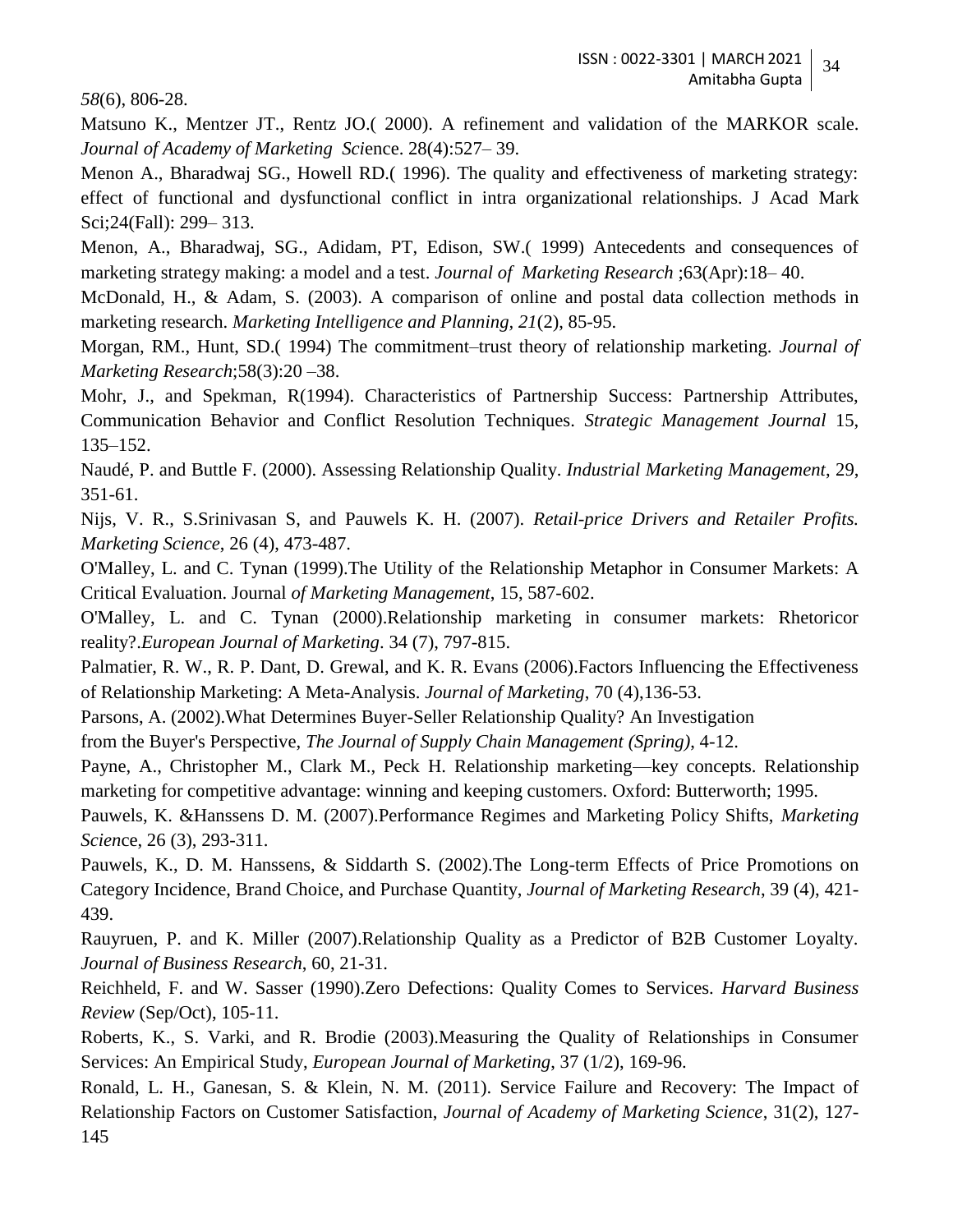*58*(6), 806-28.

Matsuno K., Mentzer JT., Rentz JO.( 2000). A refinement and validation of the MARKOR scale. *Journal of Academy of Marketing Sci*ence. 28(4):527– 39.

Menon A., Bharadwaj SG., Howell RD.( 1996). The quality and effectiveness of marketing strategy: effect of functional and dysfunctional conflict in intra organizational relationships. J Acad Mark Sci;24(Fall): 299– 313.

Menon, A., Bharadwaj, SG., Adidam, PT, Edison, SW.( 1999) Antecedents and consequences of marketing strategy making: a model and a test. *Journal of Marketing Research* ;63(Apr):18– 40.

McDonald, H., & Adam, S. (2003). A comparison of online and postal data collection methods in marketing research. *Marketing Intelligence and Planning, 21*(2), 85-95.

Morgan, RM., Hunt, SD.( 1994) The commitment–trust theory of relationship marketing. *Journal of Marketing Research*;58(3):20 –38.

Mohr, J., and Spekman, R(1994). Characteristics of Partnership Success: Partnership Attributes, Communication Behavior and Conflict Resolution Techniques. *Strategic Management Journal* 15, 135–152.

Naudé, P. and Buttle F. (2000). Assessing Relationship Quality. *Industrial Marketing Management*, 29, 351-61.

Nijs, V. R., S.Srinivasan S, and Pauwels K. H. (2007). *Retail-price Drivers and Retailer Profits. Marketing Science*, 26 (4), 473-487.

O'Malley, L. and C. Tynan (1999).The Utility of the Relationship Metaphor in Consumer Markets: A Critical Evaluation. Journal *of Marketing Management*, 15, 587-602.

O'Malley, L. and C. Tynan (2000).Relationship marketing in consumer markets: Rhetoricor reality?.*European Journal of Marketing*. 34 (7), 797-815.

Palmatier, R. W., R. P. Dant, D. Grewal, and K. R. Evans (2006).Factors Influencing the Effectiveness of Relationship Marketing: A Meta-Analysis. *Journal of Marketing*, 70 (4),136-53.

Parsons, A. (2002).What Determines Buyer-Seller Relationship Quality? An Investigation from the Buyer's Perspective, *The Journal of Supply Chain Management (Spring)*, 4-12.

Payne, A., Christopher M., Clark M., Peck H. Relationship marketing—key concepts. Relationship marketing for competitive advantage: winning and keeping customers. Oxford: Butterworth; 1995.

Pauwels, K. &Hanssens D. M. (2007).Performance Regimes and Marketing Policy Shifts, *Marketing Scien*ce, 26 (3), 293-311.

Pauwels, K., D. M. Hanssens, & Siddarth S. (2002).The Long-term Effects of Price Promotions on Category Incidence, Brand Choice, and Purchase Quantity, *Journal of Marketing Research*, 39 (4), 421-439.

Rauyruen, P. and K. Miller (2007).Relationship Quality as a Predictor of B2B Customer Loyalty. *Journal of Business Research*, 60, 21-31.

Reichheld, F. and W. Sasser (1990).Zero Defections: Quality Comes to Services. *Harvard Business Review* (Sep/Oct), 105-11.

Roberts, K., S. Varki, and R. Brodie (2003).Measuring the Quality of Relationships in Consumer Services: An Empirical Study, *European Journal of Marketing*, 37 (1/2), 169-96.

Ronald, L. H., Ganesan, S. & Klein, N. M. (2011). Service Failure and Recovery: The Impact of Relationship Factors on Customer Satisfaction, *Journal of Academy of Marketing Science*, 31(2), 127-145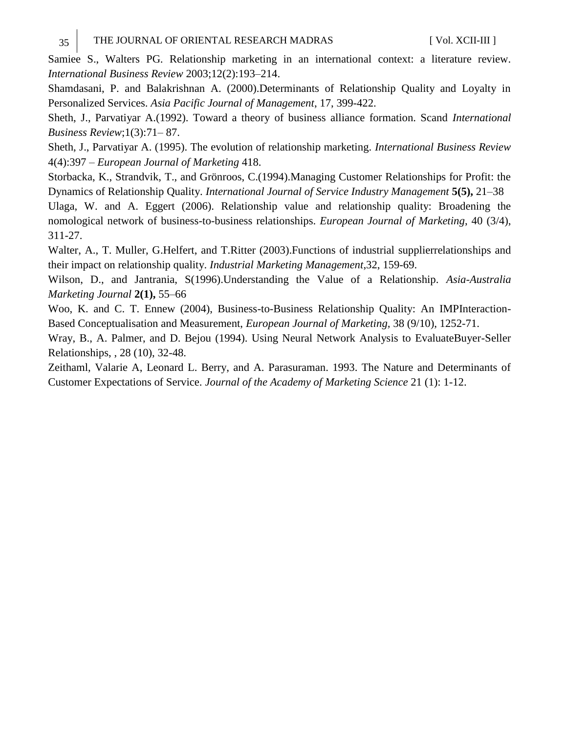Samiee S., Walters PG. Relationship marketing in an international context: a literature review. *International Business Review* 2003;12(2):193–214.

Shamdasani, P. and Balakrishnan A. (2000).Determinants of Relationship Quality and Loyalty in Personalized Services. *Asia Pacific Journal of Management*, 17, 399-422.

Sheth, J., Parvatiyar A.(1992). Toward a theory of business alliance formation. Scand *International Business Review*;1(3):71– 87.

Sheth, J., Parvatiyar A. (1995). The evolution of relationship marketing. *International Business Review* 4(4):397 – *European Journal of Marketing* 418.

Storbacka, K., Strandvik, T., and Grönroos, C.(1994).Managing Customer Relationships for Profit: the Dynamics of Relationship Quality. *International Journal of Service Industry Management* **5(5),** 21–38

Ulaga, W. and A. Eggert (2006). Relationship value and relationship quality: Broadening the nomological network of business-to-business relationships. *European Journal of Marketing*, 40 (3/4), 311-27.

Walter, A., T. Muller, G.Helfert, and T.Ritter (2003).Functions of industrial supplierrelationships and their impact on relationship quality. *Industrial Marketing Management*,32, 159-69.

Wilson, D., and Jantrania, S(1996).Understanding the Value of a Relationship. *Asia-Australia Marketing Journal* **2(1),** 55–66

Woo, K. and C. T. Ennew (2004), Business-to-Business Relationship Quality: An IMPInteraction-Based Conceptualisation and Measurement, *European Journal of Marketing*, 38 (9/10), 1252-71.

Wray, B., A. Palmer, and D. Bejou (1994). Using Neural Network Analysis to EvaluateBuyer-Seller Relationships, , 28 (10), 32-48.

Zeithaml, Valarie A, Leonard L. Berry, and A. Parasuraman. 1993. The Nature and Determinants of Customer Expectations of Service. *Journal of the Academy of Marketing Science* 21 (1): 1-12.